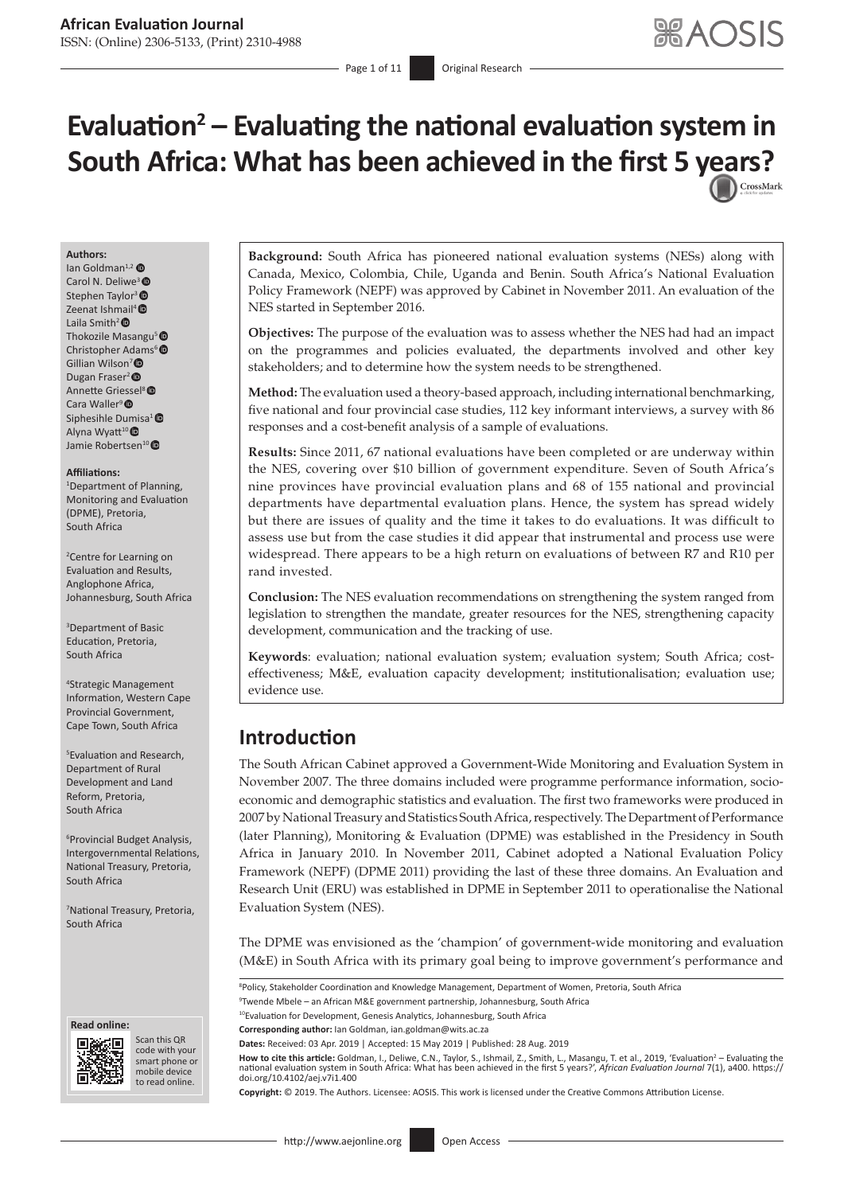# Evaluation² – Evaluating the national evaluation system in South Africa: What has been achieved in the first 5 years?

**Authors:**
Ian Goldman[1,2]
Carol N. Deliwe[3]
Stephen Taylor[3]
Zeenat Ishmail[4]
Laila Smith[2]
Thokozile Masangu[5]
Christopher Adams[6]
Gillian Wilson[7]
Dugan Fraser[2]
Annette Griessel[8]
Cara Waller[9]
Siphesihle Dumisa[1]
Alyna Wyatt[10]
Jamie Robertsen[10]

**Affiliations:**
[1]Department of Planning, Monitoring and Evaluation (DPME), Pretoria, South Africa

[2]Centre for Learning on Evaluation and Results, Anglophone Africa, Johannesburg, South Africa

[3]Department of Basic Education, Pretoria, South Africa

[4]Strategic Management Information, Western Cape Provincial Government, Cape Town, South Africa

[5]Evaluation and Research, Department of Rural Development and Land Reform, Pretoria, South Africa

[6]Provincial Budget Analysis, Intergovernmental Relations, National Treasury, Pretoria, South Africa

[7]National Treasury, Pretoria, South Africa

[8]Policy, Stakeholder Coordination and Knowledge Management, Department of Women, Pretoria, South Africa

[9]Twende Mbele – an African M&E government partnership, Johannesburg, South Africa

[10]Evaluation for Development, Genesis Analytics, Johannesburg, South Africa

**Corresponding author:** Ian Goldman, ian.goldman@wits.ac.za

**Dates:** Received: 03 Apr. 2019 | Accepted: 15 May 2019 | Published: 28 Aug. 2019

**How to cite this article:** Goldman, I., Deliwe, C.N., Taylor, S., Ishmail, Z., Smith, L., Masangu, T. et al., 2019, 'Evaluation² – Evaluating the national evaluation system in South Africa: What has been achieved in the first 5 years?', *African Evaluation Journal* 7(1), a400. https://doi.org/10.4102/aej.v7i1.400

**Copyright:** © 2019. The Authors. Licensee: AOSIS. This work is licensed under the Creative Commons Attribution License.

**Read online:** Scan this QR code with your smart phone or mobile device to read online.

**Background:** South Africa has pioneered national evaluation systems (NESs) along with Canada, Mexico, Colombia, Chile, Uganda and Benin. South Africa's National Evaluation Policy Framework (NEPF) was approved by Cabinet in November 2011. An evaluation of the NES started in September 2016.

**Objectives:** The purpose of the evaluation was to assess whether the NES had had an impact on the programmes and policies evaluated, the departments involved and other key stakeholders; and to determine how the system needs to be strengthened.

**Method:** The evaluation used a theory-based approach, including international benchmarking, five national and four provincial case studies, 112 key informant interviews, a survey with 86 responses and a cost-benefit analysis of a sample of evaluations.

**Results:** Since 2011, 67 national evaluations have been completed or are underway within the NES, covering over $10 billion of government expenditure. Seven of South Africa's nine provinces have provincial evaluation plans and 68 of 155 national and provincial departments have departmental evaluation plans. Hence, the system has spread widely but there are issues of quality and the time it takes to do evaluations. It was difficult to assess use but from the case studies it did appear that instrumental and process use were widespread. There appears to be a high return on evaluations of between R7 and R10 per rand invested.

**Conclusion:** The NES evaluation recommendations on strengthening the system ranged from legislation to strengthen the mandate, greater resources for the NES, strengthening capacity development, communication and the tracking of use.

**Keywords**: evaluation; national evaluation system; evaluation system; South Africa; cost-effectiveness; M&E, evaluation capacity development; institutionalisation; evaluation use; evidence use.

## Introduction

The South African Cabinet approved a Government-Wide Monitoring and Evaluation System in November 2007. The three domains included were programme performance information, socio-economic and demographic statistics and evaluation. The first two frameworks were produced in 2007 by National Treasury and Statistics South Africa, respectively. The Department of Performance (later Planning), Monitoring & Evaluation (DPME) was established in the Presidency in South Africa in January 2010. In November 2011, Cabinet adopted a National Evaluation Policy Framework (NEPF) (DPME 2011) providing the last of these three domains. An Evaluation and Research Unit (ERU) was established in DPME in September 2011 to operationalise the National Evaluation System (NES).

The DPME was envisioned as the 'champion' of government-wide monitoring and evaluation (M&E) in South Africa with its primary goal being to improve government's performance and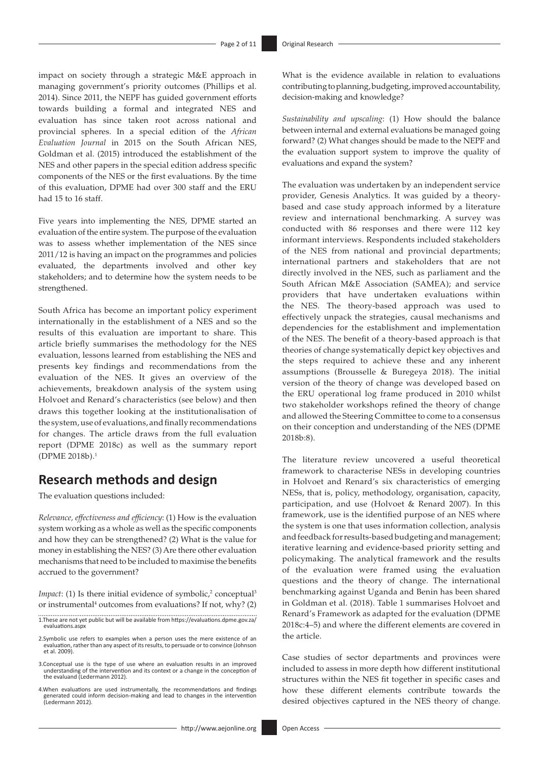impact on society through a strategic M&E approach in managing government's priority outcomes (Phillips et al. 2014). Since 2011, the NEPF has guided government efforts towards building a formal and integrated NES and evaluation has since taken root across national and provincial spheres. In a special edition of the *African Evaluation Journal* in 2015 on the South African NES, Goldman et al. (2015) introduced the establishment of the NES and other papers in the special edition address specific components of the NES or the first evaluations. By the time of this evaluation, DPME had over 300 staff and the ERU had 15 to 16 staff.

Five years into implementing the NES, DPME started an evaluation of the entire system. The purpose of the evaluation was to assess whether implementation of the NES since 2011/12 is having an impact on the programmes and policies evaluated, the departments involved and other key stakeholders; and to determine how the system needs to be strengthened.

South Africa has become an important policy experiment internationally in the establishment of a NES and so the results of this evaluation are important to share. This article briefly summarises the methodology for the NES evaluation, lessons learned from establishing the NES and presents key findings and recommendations from the evaluation of the NES. It gives an overview of the achievements, breakdown analysis of the system using Holvoet and Renard's characteristics (see below) and then draws this together looking at the institutionalisation of the system, use of evaluations, and finally recommendations for changes. The article draws from the full evaluation report (DPME 2018c) as well as the summary report (DPME 2018b).[1]

## Research methods and design

The evaluation questions included:

*Relevance, effectiveness and efficiency*: (1) How is the evaluation system working as a whole as well as the specific components and how they can be strengthened? (2) What is the value for money in establishing the NES? (3) Are there other evaluation mechanisms that need to be included to maximise the benefits accrued to the government?

*Impact*: (1) Is there initial evidence of symbolic,[2] conceptual[3] or instrumental[4] outcomes from evaluations? If not, why? (2) What is the evidence available in relation to evaluations contributing to planning, budgeting, improved accountability, decision-making and knowledge?

*Sustainability and upscaling*: (1) How should the balance between internal and external evaluations be managed going forward? (2) What changes should be made to the NEPF and the evaluation support system to improve the quality of evaluations and expand the system?

The evaluation was undertaken by an independent service provider, Genesis Analytics. It was guided by a theory-based and case study approach informed by a literature review and international benchmarking. A survey was conducted with 86 responses and there were 112 key informant interviews. Respondents included stakeholders of the NES from national and provincial departments; international partners and stakeholders that are not directly involved in the NES, such as parliament and the South African M&E Association (SAMEA); and service providers that have undertaken evaluations within the NES. The theory-based approach was used to effectively unpack the strategies, causal mechanisms and dependencies for the establishment and implementation of the NES. The benefit of a theory-based approach is that theories of change systematically depict key objectives and the steps required to achieve these and any inherent assumptions (Brousselle & Buregeya 2018). The initial version of the theory of change was developed based on the ERU operational log frame produced in 2010 whilst two stakeholder workshops refined the theory of change and allowed the Steering Committee to come to a consensus on their conception and understanding of the NES (DPME 2018b:8).

The literature review uncovered a useful theoretical framework to characterise NESs in developing countries in Holvoet and Renard's six characteristics of emerging NESs, that is, policy, methodology, organisation, capacity, participation, and use (Holvoet & Renard 2007). In this framework, use is the identified purpose of an NES where the system is one that uses information collection, analysis and feedback for results-based budgeting and management; iterative learning and evidence-based priority setting and policymaking. The analytical framework and the results of the evaluation were framed using the evaluation questions and the theory of change. The international benchmarking against Uganda and Benin has been shared in Goldman et al. (2018). Table 1 summarises Holvoet and Renard's Framework as adapted for the evaluation (DPME 2018c:4–5) and where the different elements are covered in the article.

Case studies of sector departments and provinces were included to assess in more depth how different institutional structures within the NES fit together in specific cases and how these different elements contribute towards the desired objectives captured in the NES theory of change.

1. These are not yet public but will be available from https://evaluations.dpme.gov.za/evaluations.aspx

2. Symbolic use refers to examples when a person uses the mere existence of an evaluation, rather than any aspect of its results, to persuade or to convince (Johnson et al. 2009).

3. Conceptual use is the type of use where an evaluation results in an improved understanding of the intervention and its context or a change in the conception of the evaluand (Ledermann 2012).

4. When evaluations are used instrumentally, the recommendations and findings generated could inform decision-making and lead to changes in the intervention (Ledermann 2012).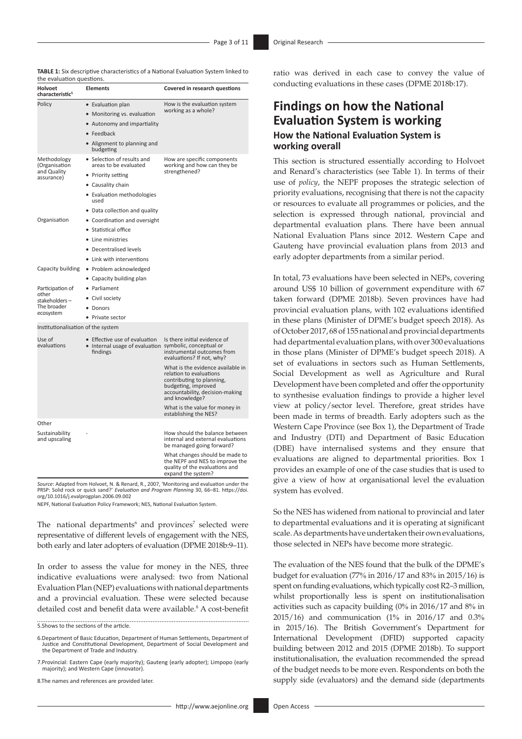**TABLE 1:** Six descriptive characteristics of a National Evaluation System linked to the evaluation questions.

| Holvoet characteristic[5] | Elements | Covered in research questions |
|---|---|---|
| Policy | • Evaluation plan<br>• Monitoring vs. evaluation<br>• Autonomy and impartiality<br>• Feedback<br>• Alignment to planning and budgeting | How is the evaluation system working as a whole? |
| Methodology (Organisation and Quality assurance) | • Selection of results and areas to be evaluated<br>• Priority setting<br>• Causality chain<br>• Evaluation methodologies used<br>• Data collection and quality | How are specific components working and how can they be strengthened? |
| Organisation | • Coordination and oversight<br>• Statistical office<br>• Line ministries<br>• Decentralised levels<br>• Link with interventions | |
| Capacity building | • Problem acknowledged<br>• Capacity building plan | |
| Participation of other stakeholders – The broader ecosystem | • Parliament<br>• Civil society<br>• Donors<br>• Private sector | |
| Institutionalisation of the system | | |
| Use of evaluations | • Effective use of evaluation<br>• Internal usage of evaluation findings | Is there initial evidence of symbolic, conceptual or instrumental outcomes from evaluations? If not, why?<br>What is the evidence available in relation to evaluations contributing to planning, budgeting, improved accountability, decision-making and knowledge?<br>What is the value for money in establishing the NES? |
| Other | | |
| Sustainability and upscaling | - | How should the balance between internal and external evaluations be managed going forward?<br>What changes should be made to the NEPF and NES to improve the quality of the evaluations and expand the system? |

*Source*: Adapted from Holvoet, N. & Renard, R., 2007, 'Monitoring and evaluation under the PRSP: Solid rock or quick sand?' *Evaluation and Program Planning* 30, 66–81. https://doi.org/10.1016/j.evalprogplan.2006.09.002

NEPF, National Evaluation Policy Framework; NES, National Evaluation System.

The national departments[6] and provinces[7] selected were representative of different levels of engagement with the NES, both early and later adopters of evaluation (DPME 2018b:9–11).

In order to assess the value for money in the NES, three indicative evaluations were analysed: two from National Evaluation Plan (NEP) evaluations with national departments and a provincial evaluation. These were selected because detailed cost and benefit data were available.[8] A cost-benefit ratio was derived in each case to convey the value of conducting evaluations in these cases (DPME 2018b:17).

## Findings on how the National Evaluation System is working

### How the National Evaluation System is working overall

This section is structured essentially according to Holvoet and Renard's characteristics (see Table 1). In terms of their use of *policy*, the NEPF proposes the strategic selection of priority evaluations, recognising that there is not the capacity or resources to evaluate all programmes or policies, and the selection is expressed through national, provincial and departmental evaluation plans. There have been annual National Evaluation Plans since 2012. Western Cape and Gauteng have provincial evaluation plans from 2013 and early adopter departments from a similar period.

In total, 73 evaluations have been selected in NEPs, covering around US$ 10 billion of government expenditure with 67 taken forward (DPME 2018b). Seven provinces have had provincial evaluation plans, with 102 evaluations identified in these plans (Minister of DPME's budget speech 2018). As of October 2017, 68 of 155 national and provincial departments had departmental evaluation plans, with over 300 evaluations in those plans (Minister of DPME's budget speech 2018). A set of evaluations in sectors such as Human Settlements, Social Development as well as Agriculture and Rural Development have been completed and offer the opportunity to synthesise evaluation findings to provide a higher level view at policy/sector level. Therefore, great strides have been made in terms of breadth. Early adopters such as the Western Cape Province (see Box 1), the Department of Trade and Industry (DTI) and Department of Basic Education (DBE) have internalised systems and they ensure that evaluations are aligned to departmental priorities. Box 1 provides an example of one of the case studies that is used to give a view of how at organisational level the evaluation system has evolved.

So the NES has widened from national to provincial and later to departmental evaluations and it is operating at significant scale. As departments have undertaken their own evaluations, those selected in NEPs have become more strategic.

The evaluation of the NES found that the bulk of the DPME's budget for evaluation (77% in 2016/17 and 83% in 2015/16) is spent on funding evaluations, which typically cost R2–3 million, whilst proportionally less is spent on institutionalisation activities such as capacity building (0% in 2016/17 and 8% in 2015/16) and communication (1% in 2016/17 and 0.3% in 2015/16). The British Government's Department for International Development (DFID) supported capacity building between 2012 and 2015 (DPME 2018b). To support institutionalisation, the evaluation recommended the spread of the budget needs to be more even. Respondents on both the supply side (evaluators) and the demand side (departments

5. Shows to the sections of the article.

6. Department of Basic Education, Department of Human Settlements, Department of Justice and Constitutional Development, Department of Social Development and the Department of Trade and Industry.

7. Provincial: Eastern Cape (early majority); Gauteng (early adopter); Limpopo (early majority); and Western Cape (innovator).

8. The names and references are provided later.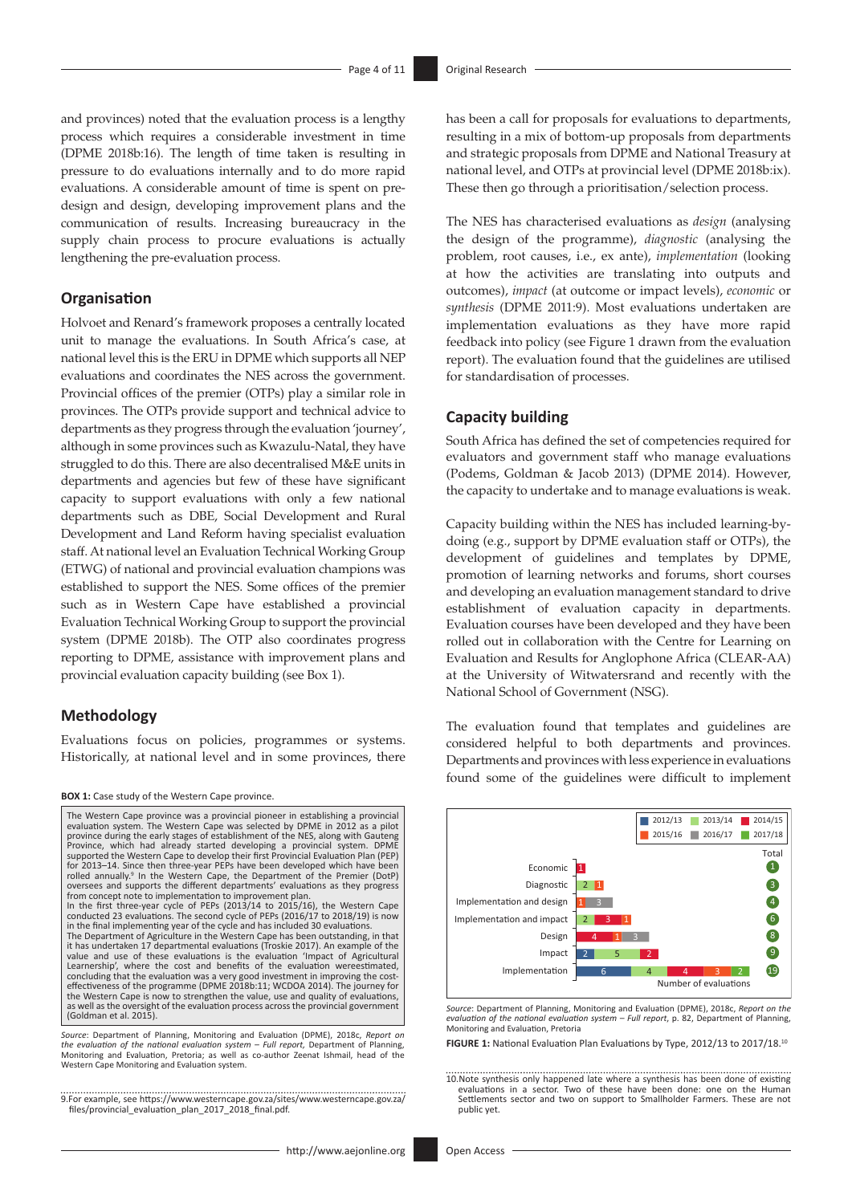and provinces) noted that the evaluation process is a lengthy process which requires a considerable investment in time (DPME 2018b:16). The length of time taken is resulting in pressure to do evaluations internally and to do more rapid evaluations. A considerable amount of time is spent on pre-design and design, developing improvement plans and the communication of results. Increasing bureaucracy in the supply chain process to procure evaluations is actually lengthening the pre-evaluation process.

## Organisation

Holvoet and Renard's framework proposes a centrally located unit to manage the evaluations. In South Africa's case, at national level this is the ERU in DPME which supports all NEP evaluations and coordinates the NES across the government. Provincial offices of the premier (OTPs) play a similar role in provinces. The OTPs provide support and technical advice to departments as they progress through the evaluation 'journey', although in some provinces such as Kwazulu-Natal, they have struggled to do this. There are also decentralised M&E units in departments and agencies but few of these have significant capacity to support evaluations with only a few national departments such as DBE, Social Development and Rural Development and Land Reform having specialist evaluation staff. At national level an Evaluation Technical Working Group (ETWG) of national and provincial evaluation champions was established to support the NES. Some offices of the premier such as in Western Cape have established a provincial Evaluation Technical Working Group to support the provincial system (DPME 2018b). The OTP also coordinates progress reporting to DPME, assistance with improvement plans and provincial evaluation capacity building (see Box 1).

## Methodology

Evaluations focus on policies, programmes or systems. Historically, at national level and in some provinces, there has been a call for proposals for evaluations to departments, resulting in a mix of bottom-up proposals from departments and strategic proposals from DPME and National Treasury at national level, and OTPs at provincial level (DPME 2018b:ix). These then go through a prioritisation/selection process.

The NES has characterised evaluations as *design* (analysing the design of the programme), *diagnostic* (analysing the problem, root causes, i.e., ex ante), *implementation* (looking at how the activities are translating into outputs and outcomes), *impact* (at outcome or impact levels), *economic* or *synthesis* (DPME 2011:9). Most evaluations undertaken are implementation evaluations as they have more rapid feedback into policy (see Figure 1 drawn from the evaluation report). The evaluation found that the guidelines are utilised for standardisation of processes.

## Capacity building

South Africa has defined the set of competencies required for evaluators and government staff who manage evaluations (Podems, Goldman & Jacob 2013) (DPME 2014). However, the capacity to undertake and to manage evaluations is weak.

Capacity building within the NES has included learning-by-doing (e.g., support by DPME evaluation staff or OTPs), the development of guidelines and templates by DPME, promotion of learning networks and forums, short courses and developing an evaluation management standard to drive establishment of evaluation capacity in departments. Evaluation courses have been developed and they have been rolled out in collaboration with the Centre for Learning on Evaluation and Results for Anglophone Africa (CLEAR-AA) at the University of Witwatersrand and recently with the National School of Government (NSG).

The evaluation found that templates and guidelines are considered helpful to both departments and provinces. Departments and provinces with less experience in evaluations found some of the guidelines were difficult to implement

**BOX 1:** Case study of the Western Cape province.

The Western Cape province was a provincial pioneer in establishing a provincial evaluation system. The Western Cape was selected by DPME in 2012 as a pilot province during the early stages of establishment of the NES, along with Gauteng Province, which had already started developing a provincial system. DPME supported the Western Cape to develop their first Provincial Evaluation Plan (PEP) for 2013–14. Since then three-year PEPs have been developed which have been rolled annually.[9] In the Western Cape, the Department of the Premier (DotP) oversees and supports the different departments' evaluations as they progress from concept note to implementation to improvement plan.

In the first three-year cycle of PEPs (2013/14 to 2015/16), the Western Cape conducted 23 evaluations. The second cycle of PEPs (2016/17 to 2018/19) is now in the final implementing year of the cycle and has included 30 evaluations.

The Department of Agriculture in the Western Cape has been outstanding, in that it has undertaken 17 departmental evaluations (Troskie 2017). An example of the value and use of these evaluations is the evaluation 'Impact of Agricultural Learnership', where the cost and benefits of the evaluation wereestimated, concluding that the evaluation was a very good investment in improving the cost-effectiveness of the programme (DPME 2018b:11; WCDOA 2014). The journey for the Western Cape is now to strengthen the value, use and quality of evaluations, as well as the oversight of the evaluation process across the provincial government (Goldman et al. 2015).

*Source*: Department of Planning, Monitoring and Evaluation (DPME), 2018c, *Report on the evaluation of the national evaluation system – Full report*, Department of Planning, Monitoring and Evaluation, Pretoria; as well as co-author Zeenat Ishmail, head of the Western Cape Monitoring and Evaluation system.

| Type | 2012/13 | 2013/14 | 2014/15 | 2015/16 | 2016/17 | 2017/18 | Total |
|---|---|---|---|---|---|---|---|
| Economic | | | 1 | | | | 1 |
| Diagnostic | | 2 | | 1 | | | 3 |
| Implementation and design | | | | 1 | 3 | | 4 |
| Implementation and impact | | 2 | 3 | 1 | | | 6 |
| Design | | | 4 | 1 | 3 | | 8 |
| Impact | 2 | 5 | 2 | | | | 9 |
| Implementation | 6 | 4 | 4 | 3 | | 2 | 19 |

*Source*: Department of Planning, Monitoring and Evaluation (DPME), 2018c, *Report on the evaluation of the national evaluation system – Full report*, p. 82, Department of Planning, Monitoring and Evaluation, Pretoria

**FIGURE 1:** National Evaluation Plan Evaluations by Type, 2012/13 to 2017/18.[10]

9. For example, see https://www.westerncape.gov.za/sites/www.westerncape.gov.za/files/provincial_evaluation_plan_2017_2018_final.pdf.

10. Note synthesis only happened late where a synthesis has been done of existing evaluations in a sector. Two of these have been done: one on the Human Settlements sector and two on support to Smallholder Farmers. These are not public yet.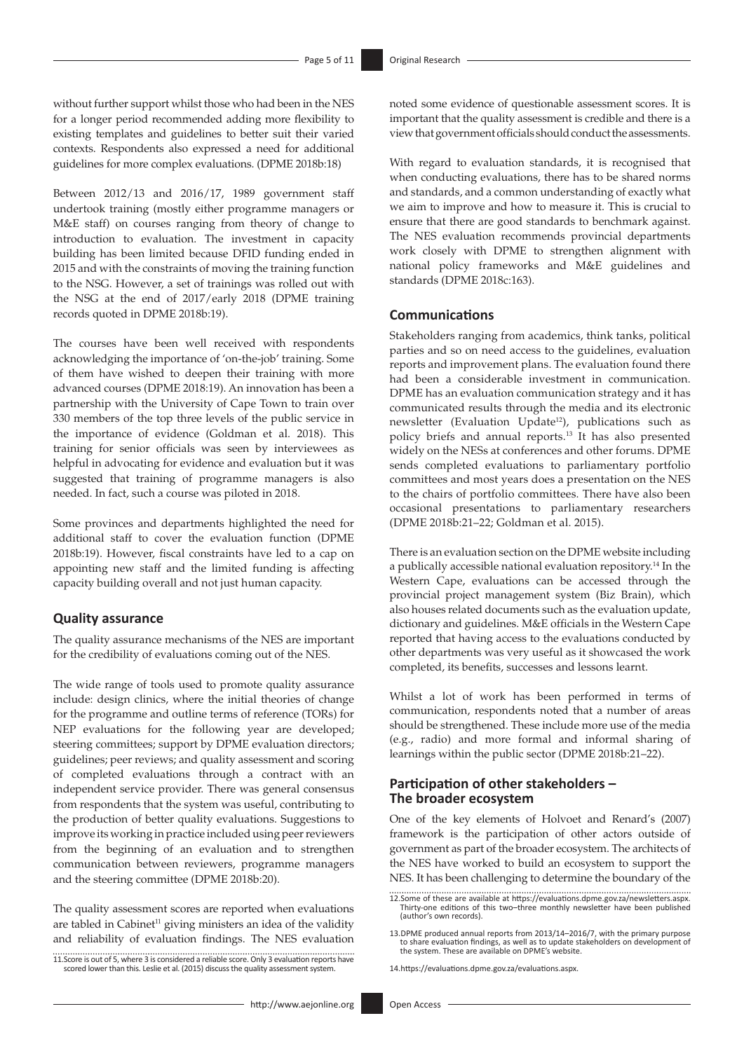without further support whilst those who had been in the NES for a longer period recommended adding more flexibility to existing templates and guidelines to better suit their varied contexts. Respondents also expressed a need for additional guidelines for more complex evaluations. (DPME 2018b:18)

Between 2012/13 and 2016/17, 1989 government staff undertook training (mostly either programme managers or M&E staff) on courses ranging from theory of change to introduction to evaluation. The investment in capacity building has been limited because DFID funding ended in 2015 and with the constraints of moving the training function to the NSG. However, a set of trainings was rolled out with the NSG at the end of 2017/early 2018 (DPME training records quoted in DPME 2018b:19).

The courses have been well received with respondents acknowledging the importance of 'on-the-job' training. Some of them have wished to deepen their training with more advanced courses (DPME 2018:19). An innovation has been a partnership with the University of Cape Town to train over 330 members of the top three levels of the public service in the importance of evidence (Goldman et al. 2018). This training for senior officials was seen by interviewees as helpful in advocating for evidence and evaluation but it was suggested that training of programme managers is also needed. In fact, such a course was piloted in 2018.

Some provinces and departments highlighted the need for additional staff to cover the evaluation function (DPME 2018b:19). However, fiscal constraints have led to a cap on appointing new staff and the limited funding is affecting capacity building overall and not just human capacity.

## Quality assurance

The quality assurance mechanisms of the NES are important for the credibility of evaluations coming out of the NES.

The wide range of tools used to promote quality assurance include: design clinics, where the initial theories of change for the programme and outline terms of reference (TORs) for NEP evaluations for the following year are developed; steering committees; support by DPME evaluation directors; guidelines; peer reviews; and quality assessment and scoring of completed evaluations through a contract with an independent service provider. There was general consensus from respondents that the system was useful, contributing to the production of better quality evaluations. Suggestions to improve its working in practice included using peer reviewers from the beginning of an evaluation and to strengthen communication between reviewers, programme managers and the steering committee (DPME 2018b:20).

The quality assessment scores are reported when evaluations are tabled in Cabinet[11] giving ministers an idea of the validity and reliability of evaluation findings. The NES evaluation noted some evidence of questionable assessment scores. It is important that the quality assessment is credible and there is a view that government officials should conduct the assessments.

With regard to evaluation standards, it is recognised that when conducting evaluations, there has to be shared norms and standards, and a common understanding of exactly what we aim to improve and how to measure it. This is crucial to ensure that there are good standards to benchmark against. The NES evaluation recommends provincial departments work closely with DPME to strengthen alignment with national policy frameworks and M&E guidelines and standards (DPME 2018c:163).

## Communications

Stakeholders ranging from academics, think tanks, political parties and so on need access to the guidelines, evaluation reports and improvement plans. The evaluation found there had been a considerable investment in communication. DPME has an evaluation communication strategy and it has communicated results through the media and its electronic newsletter (Evaluation Update[12]), publications such as policy briefs and annual reports.[13] It has also presented widely on the NESs at conferences and other forums. DPME sends completed evaluations to parliamentary portfolio committees and most years does a presentation on the NES to the chairs of portfolio committees. There have also been occasional presentations to parliamentary researchers (DPME 2018b:21–22; Goldman et al. 2015).

There is an evaluation section on the DPME website including a publically accessible national evaluation repository.[14] In the Western Cape, evaluations can be accessed through the provincial project management system (Biz Brain), which also houses related documents such as the evaluation update, dictionary and guidelines. M&E officials in the Western Cape reported that having access to the evaluations conducted by other departments was very useful as it showcased the work completed, its benefits, successes and lessons learnt.

Whilst a lot of work has been performed in terms of communication, respondents noted that a number of areas should be strengthened. These include more use of the media (e.g., radio) and more formal and informal sharing of learnings within the public sector (DPME 2018b:21–22).

## Participation of other stakeholders – The broader ecosystem

One of the key elements of Holvoet and Renard's (2007) framework is the participation of other actors outside of government as part of the broader ecosystem. The architects of the NES have worked to build an ecosystem to support the NES. It has been challenging to determine the boundary of the

---

11. Score is out of 5, where 3 is considered a reliable score. Only 3 evaluation reports have scored lower than this. Leslie et al. (2015) discuss the quality assessment system.

12. Some of these are available at https://evaluations.dpme.gov.za/newsletters.aspx. Thirty-one editions of this two–three monthly newsletter have been published (author's own records).

13. DPME produced annual reports from 2013/14–2016/7, with the primary purpose to share evaluation findings, as well as to update stakeholders on development of the system. These are available on DPME's website.

14. https://evaluations.dpme.gov.za/evaluations.aspx.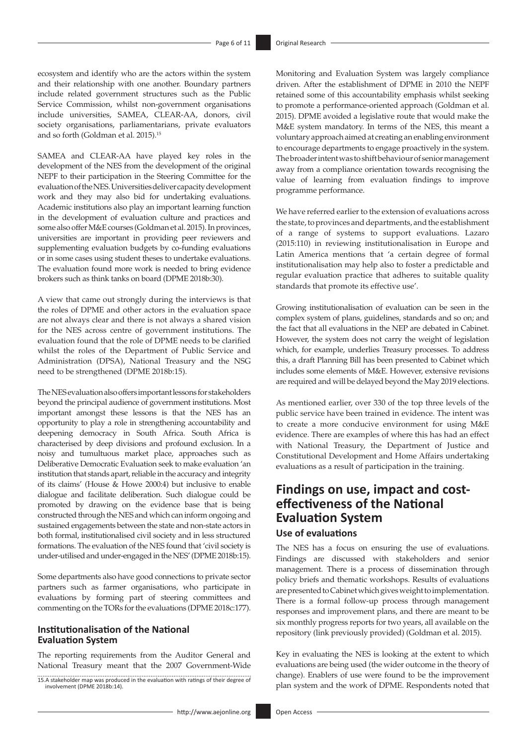ecosystem and identify who are the actors within the system and their relationship with one another. Boundary partners include related government structures such as the Public Service Commission, whilst non-government organisations include universities, SAMEA, CLEAR-AA, donors, civil society organisations, parliamentarians, private evaluators and so forth (Goldman et al. 2015).[15]

SAMEA and CLEAR-AA have played key roles in the development of the NES from the development of the original NEPF to their participation in the Steering Committee for the evaluation of the NES. Universities deliver capacity development work and they may also bid for undertaking evaluations. Academic institutions also play an important learning function in the development of evaluation culture and practices and some also offer M&E courses (Goldman et al. 2015). In provinces, universities are important in providing peer reviewers and supplementing evaluation budgets by co-funding evaluations or in some cases using student theses to undertake evaluations. The evaluation found more work is needed to bring evidence brokers such as think tanks on board (DPME 2018b:30).

A view that came out strongly during the interviews is that the roles of DPME and other actors in the evaluation space are not always clear and there is not always a shared vision for the NES across centre of government institutions. The evaluation found that the role of DPME needs to be clarified whilst the roles of the Department of Public Service and Administration (DPSA), National Treasury and the NSG need to be strengthened (DPME 2018b:15).

The NES evaluation also offers important lessons for stakeholders beyond the principal audience of government institutions. Most important amongst these lessons is that the NES has an opportunity to play a role in strengthening accountability and deepening democracy in South Africa. South Africa is characterised by deep divisions and profound exclusion. In a noisy and tumultuous market place, approaches such as Deliberative Democratic Evaluation seek to make evaluation 'an institution that stands apart, reliable in the accuracy and integrity of its claims' (House & Howe 2000:4) but inclusive to enable dialogue and facilitate deliberation. Such dialogue could be promoted by drawing on the evidence base that is being constructed through the NES and which can inform ongoing and sustained engagements between the state and non-state actors in both formal, institutionalised civil society and in less structured formations. The evaluation of the NES found that 'civil society is under-utilised and under-engaged in the NES' (DPME 2018b:15).

Some departments also have good connections to private sector partners such as farmer organisations, who participate in evaluations by forming part of steering committees and commenting on the TORs for the evaluations (DPME 2018c:177).

### Institutionalisation of the National Evaluation System

The reporting requirements from the Auditor General and National Treasury meant that the 2007 Government-Wide Monitoring and Evaluation System was largely compliance driven. After the establishment of DPME in 2010 the NEPF retained some of this accountability emphasis whilst seeking to promote a performance-oriented approach (Goldman et al. 2015). DPME avoided a legislative route that would make the M&E system mandatory. In terms of the NES, this meant a voluntary approach aimed at creating an enabling environment to encourage departments to engage proactively in the system. The broader intent was to shift behaviour of senior management away from a compliance orientation towards recognising the value of learning from evaluation findings to improve programme performance.

We have referred earlier to the extension of evaluations across the state, to provinces and departments, and the establishment of a range of systems to support evaluations. Lazaro (2015:110) in reviewing institutionalisation in Europe and Latin America mentions that 'a certain degree of formal institutionalisation may help also to foster a predictable and regular evaluation practice that adheres to suitable quality standards that promote its effective use'.

Growing institutionalisation of evaluation can be seen in the complex system of plans, guidelines, standards and so on; and the fact that all evaluations in the NEP are debated in Cabinet. However, the system does not carry the weight of legislation which, for example, underlies Treasury processes. To address this, a draft Planning Bill has been presented to Cabinet which includes some elements of M&E. However, extensive revisions are required and will be delayed beyond the May 2019 elections.

As mentioned earlier, over 330 of the top three levels of the public service have been trained in evidence. The intent was to create a more conducive environment for using M&E evidence. There are examples of where this has had an effect with National Treasury, the Department of Justice and Constitutional Development and Home Affairs undertaking evaluations as a result of participation in the training.

## Findings on use, impact and cost-effectiveness of the National Evaluation System

### Use of evaluations

The NES has a focus on ensuring the use of evaluations. Findings are discussed with stakeholders and senior management. There is a process of dissemination through policy briefs and thematic workshops. Results of evaluations are presented to Cabinet which gives weight to implementation. There is a formal follow-up process through management responses and improvement plans, and there are meant to be six monthly progress reports for two years, all available on the repository (link previously provided) (Goldman et al. 2015).

Key in evaluating the NES is looking at the extent to which evaluations are being used (the wider outcome in the theory of change). Enablers of use were found to be the improvement plan system and the work of DPME. Respondents noted that

15. A stakeholder map was produced in the evaluation with ratings of their degree of involvement (DPME 2018b:14).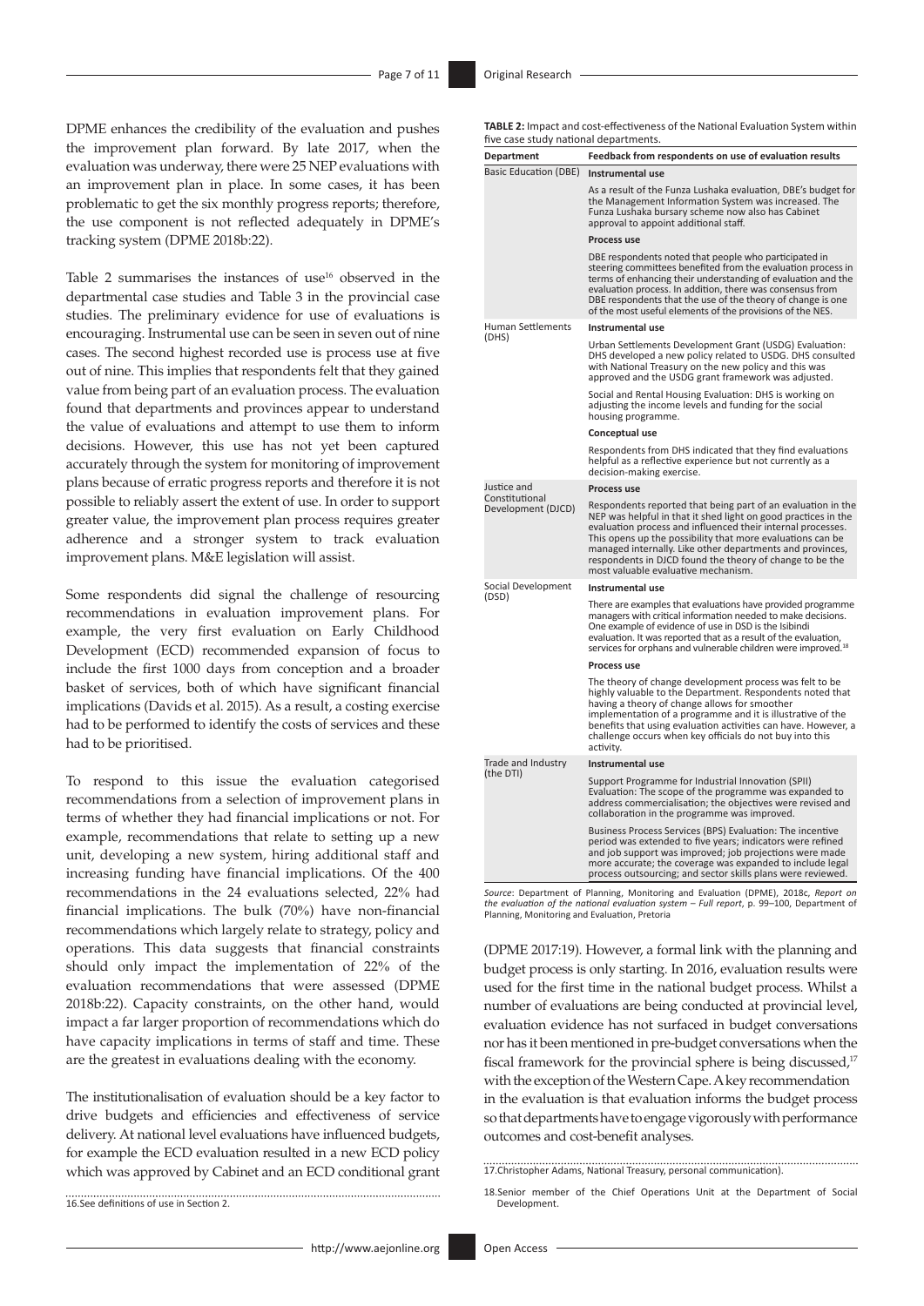DPME enhances the credibility of the evaluation and pushes the improvement plan forward. By late 2017, when the evaluation was underway, there were 25 NEP evaluations with an improvement plan in place. In some cases, it has been problematic to get the six monthly progress reports; therefore, the use component is not reflected adequately in DPME's tracking system (DPME 2018b:22).

Table 2 summarises the instances of use[16] observed in the departmental case studies and Table 3 in the provincial case studies. The preliminary evidence for use of evaluations is encouraging. Instrumental use can be seen in seven out of nine cases. The second highest recorded use is process use at five out of nine. This implies that respondents felt that they gained value from being part of an evaluation process. The evaluation found that departments and provinces appear to understand the value of evaluations and attempt to use them to inform decisions. However, this use has not yet been captured accurately through the system for monitoring of improvement plans because of erratic progress reports and therefore it is not possible to reliably assert the extent of use. In order to support greater value, the improvement plan process requires greater adherence and a stronger system to track evaluation improvement plans. M&E legislation will assist.

Some respondents did signal the challenge of resourcing recommendations in evaluation improvement plans. For example, the very first evaluation on Early Childhood Development (ECD) recommended expansion of focus to include the first 1000 days from conception and a broader basket of services, both of which have significant financial implications (Davids et al. 2015). As a result, a costing exercise had to be performed to identify the costs of services and these had to be prioritised.

To respond to this issue the evaluation categorised recommendations from a selection of improvement plans in terms of whether they had financial implications or not. For example, recommendations that relate to setting up a new unit, developing a new system, hiring additional staff and increasing funding have financial implications. Of the 400 recommendations in the 24 evaluations selected, 22% had financial implications. The bulk (70%) have non-financial recommendations which largely relate to strategy, policy and operations. This data suggests that financial constraints should only impact the implementation of 22% of the evaluation recommendations that were assessed (DPME 2018b:22). Capacity constraints, on the other hand, would impact a far larger proportion of recommendations which do have capacity implications in terms of staff and time. These are the greatest in evaluations dealing with the economy.

The institutionalisation of evaluation should be a key factor to drive budgets and efficiencies and effectiveness of service delivery. At national level evaluations have influenced budgets, for example the ECD evaluation resulted in a new ECD policy which was approved by Cabinet and an ECD conditional grant (DPME 2017:19). However, a formal link with the planning and budget process is only starting. In 2016, evaluation results were used for the first time in the national budget process. Whilst a number of evaluations are being conducted at provincial level, evaluation evidence has not surfaced in budget conversations nor has it been mentioned in pre-budget conversations when the fiscal framework for the provincial sphere is being discussed,[17] with the exception of the Western Cape. A key recommendation in the evaluation is that evaluation informs the budget process so that departments have to engage vigorously with performance outcomes and cost-benefit analyses.

**TABLE 2:** Impact and cost-effectiveness of the National Evaluation System within five case study national departments.

| Department | Feedback from respondents on use of evaluation results |
|---|---|
| Basic Education (DBE) | **Instrumental use** |
| | As a result of the Funza Lushaka evaluation, DBE's budget for the Management Information System was increased. The Funza Lushaka bursary scheme now also has Cabinet approval to appoint additional staff. |
| | **Process use** |
| | DBE respondents noted that people who participated in steering committees benefited from the evaluation process in terms of enhancing their understanding of evaluation and the evaluation process. In addition, there was consensus from DBE respondents that the use of the theory of change is one of the most useful elements of the provisions of the NES. |
| Human Settlements (DHS) | **Instrumental use** |
| | Urban Settlements Development Grant (USDG) Evaluation: DHS developed a new policy related to USDG. DHS consulted with National Treasury on the new policy and this was approved and the USDG grant framework was adjusted. |
| | Social and Rental Housing Evaluation: DHS is working on adjusting the income levels and funding for the social housing programme. |
| | **Conceptual use** |
| | Respondents from DHS indicated that they find evaluations helpful as a reflective experience but not currently as a decision-making exercise. |
| Justice and Constitutional Development (DJCD) | **Process use** |
| | Respondents reported that being part of an evaluation in the NEP was helpful in that it shed light on good practices in the evaluation process and influenced their internal processes. This opens up the possibility that more evaluations can be managed internally. Like other departments and provinces, respondents in DJCD found the theory of change to be the most valuable evaluative mechanism. |
| Social Development (DSD) | **Instrumental use** |
| | There are examples that evaluations have provided programme managers with critical information needed to make decisions. One example of evidence of use in DSD is the Isibindi evaluation. It was reported that as a result of the evaluation, services for orphans and vulnerable children were improved.[18] |
| | **Process use** |
| | The theory of change development process was felt to be highly valuable to the Department. Respondents noted that having a theory of change allows for smoother implementation of a programme and it is illustrative of the benefits that using evaluation activities can have. However, a challenge occurs when key officials do not buy into this activity. |
| Trade and Industry (the DTI) | **Instrumental use** |
| | Support Programme for Industrial Innovation (SPII) Evaluation: The scope of the programme was expanded to address commercialisation; the objectives were revised and collaboration in the programme was improved. |
| | Business Process Services (BPS) Evaluation: The incentive period was extended to five years; indicators were refined and job support was improved; job projections were made more accurate; the coverage was expanded to include legal process outsourcing; and sector skills plans were reviewed. |

*Source:* Department of Planning, Monitoring and Evaluation (DPME), 2018c, *Report on the evaluation of the national evaluation system – Full report*, p. 99–100, Department of Planning, Monitoring and Evaluation, Pretoria

16. See definitions of use in Section 2.

17. Christopher Adams, National Treasury, personal communication).

18. Senior member of the Chief Operations Unit at the Department of Social Development.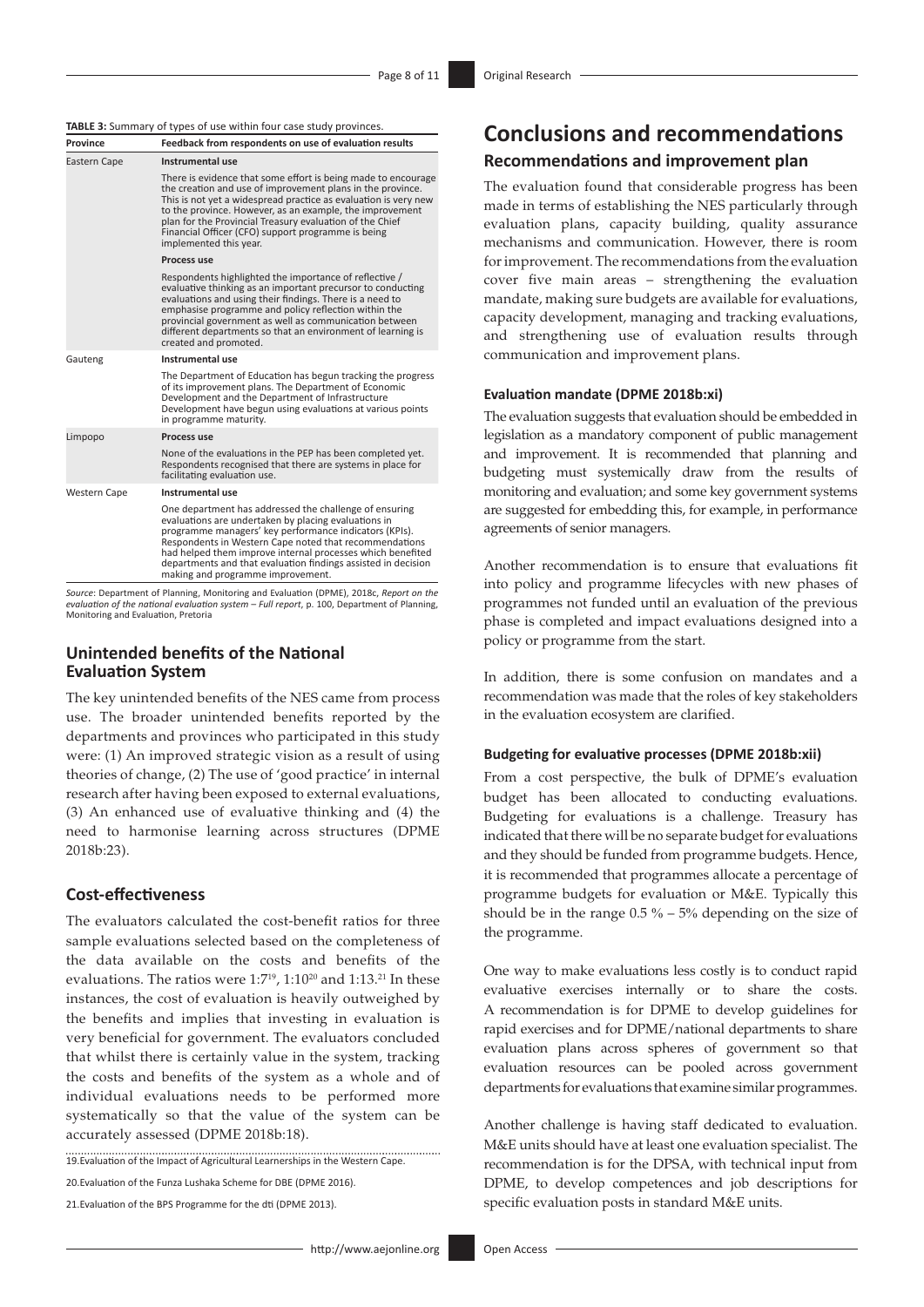**TABLE 3:** Summary of types of use within four case study provinces.

| Province | Feedback from respondents on use of evaluation results |
|---|---|
| Eastern Cape | **Instrumental use**<br>There is evidence that some effort is being made to encourage the creation and use of improvement plans in the province. This is not yet a widespread practice as evaluation is very new to the province. However, as an example, the improvement plan for the Provincial Treasury evaluation of the Chief Financial Officer (CFO) support programme is being implemented this year.<br>**Process use**<br>Respondents highlighted the importance of reflective / evaluative thinking as an important precursor to conducting evaluations and using their findings. There is a need to emphasise programme and policy reflection within the provincial government as well as communication between different departments so that an environment of learning is created and promoted. |
| Gauteng | **Instrumental use**<br>The Department of Education has begun tracking the progress of its improvement plans. The Department of Economic Development and the Department of Infrastructure Development have begun using evaluations at various points in programme maturity. |
| Limpopo | **Process use**<br>None of the evaluations in the PEP has been completed yet. Respondents recognised that there are systems in place for facilitating evaluation use. |
| Western Cape | **Instrumental use**<br>One department has addressed the challenge of ensuring evaluations are undertaken by placing evaluations in programme managers' key performance indicators (KPIs). Respondents in Western Cape noted that recommendations had helped them improve internal processes which benefited departments and that evaluation findings assisted in decision making and programme improvement. |

*Source*: Department of Planning, Monitoring and Evaluation (DPME), 2018c, *Report on the evaluation of the national evaluation system – Full report*, p. 100, Department of Planning, Monitoring and Evaluation, Pretoria

### Unintended benefits of the National Evaluation System

The key unintended benefits of the NES came from process use. The broader unintended benefits reported by the departments and provinces who participated in this study were: (1) An improved strategic vision as a result of using theories of change, (2) The use of 'good practice' in internal research after having been exposed to external evaluations, (3) An enhanced use of evaluative thinking and (4) the need to harmonise learning across structures (DPME 2018b:23).

### Cost-effectiveness

The evaluators calculated the cost-benefit ratios for three sample evaluations selected based on the completeness of the data available on the costs and benefits of the evaluations. The ratios were 1:7[19], 1:10[20] and 1:13.[21] In these instances, the cost of evaluation is heavily outweighed by the benefits and implies that investing in evaluation is very beneficial for government. The evaluators concluded that whilst there is certainly value in the system, tracking the costs and benefits of the system as a whole and of individual evaluations needs to be performed more systematically so that the value of the system can be accurately assessed (DPME 2018b:18).

19. Evaluation of the Impact of Agricultural Learnerships in the Western Cape.

20. Evaluation of the Funza Lushaka Scheme for DBE (DPME 2016).

21. Evaluation of the BPS Programme for the dti (DPME 2013).

## Conclusions and recommendations

### Recommendations and improvement plan

The evaluation found that considerable progress has been made in terms of establishing the NES particularly through evaluation plans, capacity building, quality assurance mechanisms and communication. However, there is room for improvement. The recommendations from the evaluation cover five main areas – strengthening the evaluation mandate, making sure budgets are available for evaluations, capacity development, managing and tracking evaluations, and strengthening use of evaluation results through communication and improvement plans.

#### Evaluation mandate (DPME 2018b:xi)

The evaluation suggests that evaluation should be embedded in legislation as a mandatory component of public management and improvement. It is recommended that planning and budgeting must systemically draw from the results of monitoring and evaluation; and some key government systems are suggested for embedding this, for example, in performance agreements of senior managers.

Another recommendation is to ensure that evaluations fit into policy and programme lifecycles with new phases of programmes not funded until an evaluation of the previous phase is completed and impact evaluations designed into a policy or programme from the start.

In addition, there is some confusion on mandates and a recommendation was made that the roles of key stakeholders in the evaluation ecosystem are clarified.

#### Budgeting for evaluative processes (DPME 2018b:xii)

From a cost perspective, the bulk of DPME's evaluation budget has been allocated to conducting evaluations. Budgeting for evaluations is a challenge. Treasury has indicated that there will be no separate budget for evaluations and they should be funded from programme budgets. Hence, it is recommended that programmes allocate a percentage of programme budgets for evaluation or M&E. Typically this should be in the range 0.5 % – 5% depending on the size of the programme.

One way to make evaluations less costly is to conduct rapid evaluative exercises internally or to share the costs. A recommendation is for DPME to develop guidelines for rapid exercises and for DPME/national departments to share evaluation plans across spheres of government so that evaluation resources can be pooled across government departments for evaluations that examine similar programmes.

Another challenge is having staff dedicated to evaluation. M&E units should have at least one evaluation specialist. The recommendation is for the DPSA, with technical input from DPME, to develop competences and job descriptions for specific evaluation posts in standard M&E units.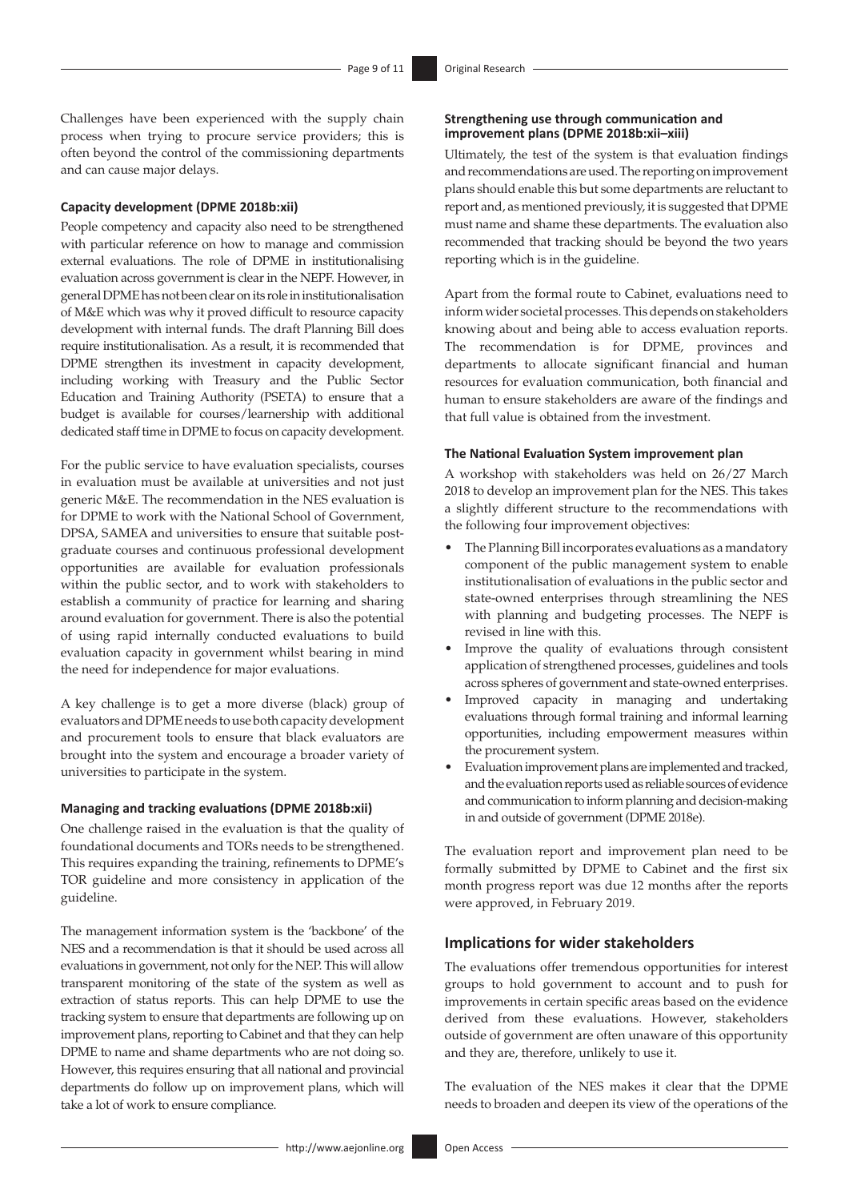Challenges have been experienced with the supply chain process when trying to procure service providers; this is often beyond the control of the commissioning departments and can cause major delays.

#### Capacity development (DPME 2018b:xii)

People competency and capacity also need to be strengthened with particular reference on how to manage and commission external evaluations. The role of DPME in institutionalising evaluation across government is clear in the NEPF. However, in general DPME has not been clear on its role in institutionalisation of M&E which was why it proved difficult to resource capacity development with internal funds. The draft Planning Bill does require institutionalisation. As a result, it is recommended that DPME strengthen its investment in capacity development, including working with Treasury and the Public Sector Education and Training Authority (PSETA) to ensure that a budget is available for courses/learnership with additional dedicated staff time in DPME to focus on capacity development.

For the public service to have evaluation specialists, courses in evaluation must be available at universities and not just generic M&E. The recommendation in the NES evaluation is for DPME to work with the National School of Government, DPSA, SAMEA and universities to ensure that suitable post-graduate courses and continuous professional development opportunities are available for evaluation professionals within the public sector, and to work with stakeholders to establish a community of practice for learning and sharing around evaluation for government. There is also the potential of using rapid internally conducted evaluations to build evaluation capacity in government whilst bearing in mind the need for independence for major evaluations.

A key challenge is to get a more diverse (black) group of evaluators and DPME needs to use both capacity development and procurement tools to ensure that black evaluators are brought into the system and encourage a broader variety of universities to participate in the system.

#### Managing and tracking evaluations (DPME 2018b:xii)

One challenge raised in the evaluation is that the quality of foundational documents and TORs needs to be strengthened. This requires expanding the training, refinements to DPME's TOR guideline and more consistency in application of the guideline.

The management information system is the 'backbone' of the NES and a recommendation is that it should be used across all evaluations in government, not only for the NEP. This will allow transparent monitoring of the state of the system as well as extraction of status reports. This can help DPME to use the tracking system to ensure that departments are following up on improvement plans, reporting to Cabinet and that they can help DPME to name and shame departments who are not doing so. However, this requires ensuring that all national and provincial departments do follow up on improvement plans, which will take a lot of work to ensure compliance.

#### Strengthening use through communication and improvement plans (DPME 2018b:xii–xiii)

Ultimately, the test of the system is that evaluation findings and recommendations are used. The reporting on improvement plans should enable this but some departments are reluctant to report and, as mentioned previously, it is suggested that DPME must name and shame these departments. The evaluation also recommended that tracking should be beyond the two years reporting which is in the guideline.

Apart from the formal route to Cabinet, evaluations need to inform wider societal processes. This depends on stakeholders knowing about and being able to access evaluation reports. The recommendation is for DPME, provinces and departments to allocate significant financial and human resources for evaluation communication, both financial and human to ensure stakeholders are aware of the findings and that full value is obtained from the investment.

#### The National Evaluation System improvement plan

A workshop with stakeholders was held on 26/27 March 2018 to develop an improvement plan for the NES. This takes a slightly different structure to the recommendations with the following four improvement objectives:

- The Planning Bill incorporates evaluations as a mandatory component of the public management system to enable institutionalisation of evaluations in the public sector and state-owned enterprises through streamlining the NES with planning and budgeting processes. The NEPF is revised in line with this.
- Improve the quality of evaluations through consistent application of strengthened processes, guidelines and tools across spheres of government and state-owned enterprises.
- Improved capacity in managing and undertaking evaluations through formal training and informal learning opportunities, including empowerment measures within the procurement system.
- Evaluation improvement plans are implemented and tracked, and the evaluation reports used as reliable sources of evidence and communication to inform planning and decision-making in and outside of government (DPME 2018e).

The evaluation report and improvement plan need to be formally submitted by DPME to Cabinet and the first six month progress report was due 12 months after the reports were approved, in February 2019.

### Implications for wider stakeholders

The evaluations offer tremendous opportunities for interest groups to hold government to account and to push for improvements in certain specific areas based on the evidence derived from these evaluations. However, stakeholders outside of government are often unaware of this opportunity and they are, therefore, unlikely to use it.

The evaluation of the NES makes it clear that the DPME needs to broaden and deepen its view of the operations of the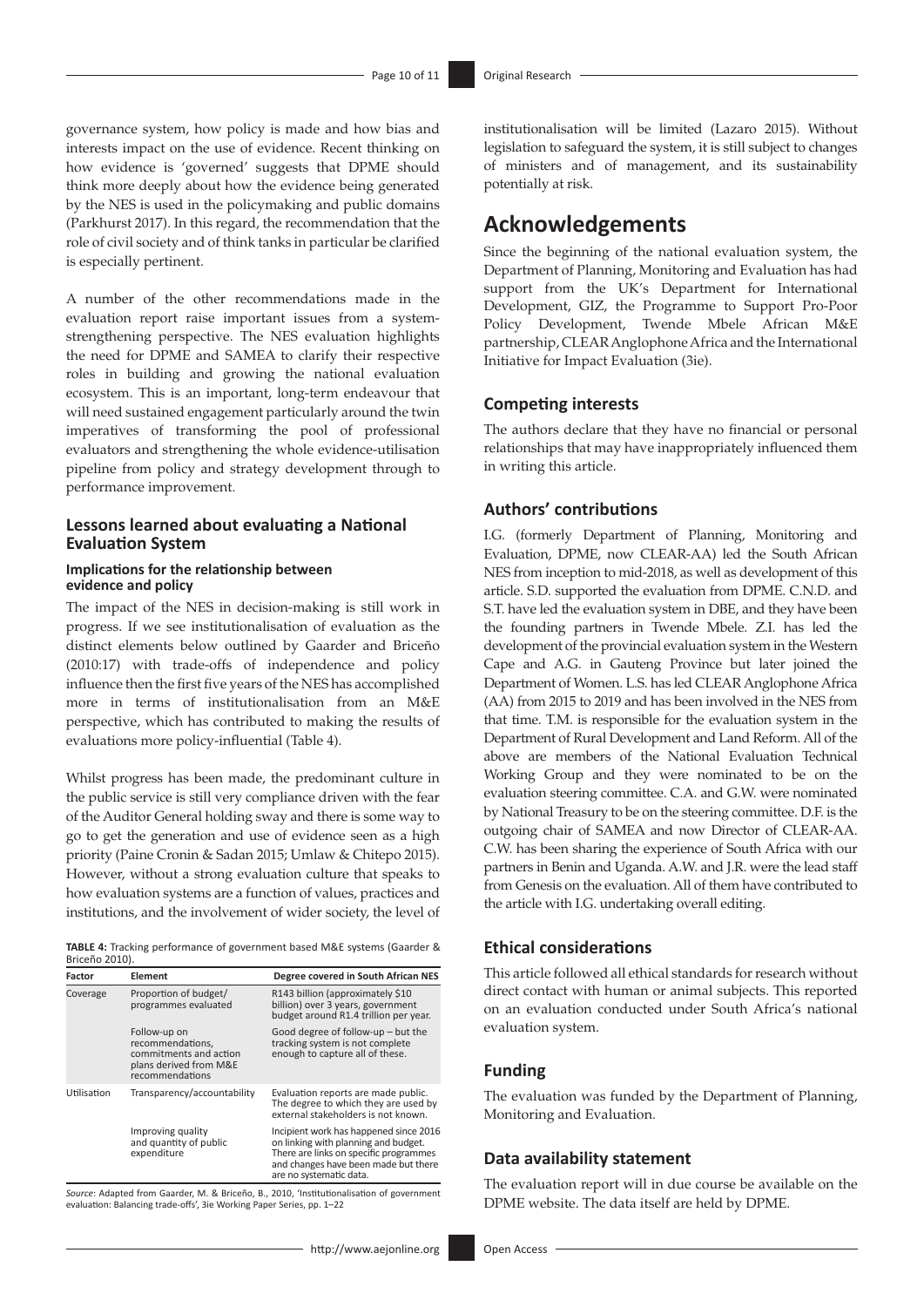governance system, how policy is made and how bias and interests impact on the use of evidence. Recent thinking on how evidence is 'governed' suggests that DPME should think more deeply about how the evidence being generated by the NES is used in the policymaking and public domains (Parkhurst 2017). In this regard, the recommendation that the role of civil society and of think tanks in particular be clarified is especially pertinent.

A number of the other recommendations made in the evaluation report raise important issues from a system-strengthening perspective. The NES evaluation highlights the need for DPME and SAMEA to clarify their respective roles in building and growing the national evaluation ecosystem. This is an important, long-term endeavour that will need sustained engagement particularly around the twin imperatives of transforming the pool of professional evaluators and strengthening the whole evidence-utilisation pipeline from policy and strategy development through to performance improvement.

### Lessons learned about evaluating a National Evaluation System

#### Implications for the relationship between evidence and policy

The impact of the NES in decision-making is still work in progress. If we see institutionalisation of evaluation as the distinct elements below outlined by Gaarder and Briceño (2010:17) with trade-offs of independence and policy influence then the first five years of the NES has accomplished more in terms of institutionalisation from an M&E perspective, which has contributed to making the results of evaluations more policy-influential (Table 4).

Whilst progress has been made, the predominant culture in the public service is still very compliance driven with the fear of the Auditor General holding sway and there is some way to go to get the generation and use of evidence seen as a high priority (Paine Cronin & Sadan 2015; Umlaw & Chitepo 2015). However, without a strong evaluation culture that speaks to how evaluation systems are a function of values, practices and institutions, and the involvement of wider society, the level of institutionalisation will be limited (Lazaro 2015). Without legislation to safeguard the system, it is still subject to changes of ministers and of management, and its sustainability potentially at risk.

**TABLE 4:** Tracking performance of government based M&E systems (Gaarder & Briceño 2010).

| Factor | Element | Degree covered in South African NES |
|---|---|---|
| Coverage | Proportion of budget/ programmes evaluated | R143 billion (approximately $10 billion) over 3 years, government budget around R1.4 trillion per year. |
| | Follow-up on recommendations, commitments and action plans derived from M&E recommendations | Good degree of follow-up – but the tracking system is not complete enough to capture all of these. |
| Utilisation | Transparency/accountability | Evaluation reports are made public. The degree to which they are used by external stakeholders is not known. |
| | Improving quality and quantity of public expenditure | Incipient work has happened since 2016 on linking with planning and budget. There are links on specific programmes and changes have been made but there are no systematic data. |

*Source*: Adapted from Gaarder, M. & Briceño, B., 2010, 'Institutionalisation of government evaluation: Balancing trade-offs', 3ie Working Paper Series, pp. 1–22

## Acknowledgements

Since the beginning of the national evaluation system, the Department of Planning, Monitoring and Evaluation has had support from the UK's Department for International Development, GIZ, the Programme to Support Pro-Poor Policy Development, Twende Mbele African M&E partnership, CLEAR Anglophone Africa and the International Initiative for Impact Evaluation (3ie).

### Competing interests

The authors declare that they have no financial or personal relationships that may have inappropriately influenced them in writing this article.

### Authors' contributions

I.G. (formerly Department of Planning, Monitoring and Evaluation, DPME, now CLEAR-AA) led the South African NES from inception to mid-2018, as well as development of this article. S.D. supported the evaluation from DPME. C.N.D. and S.T. have led the evaluation system in DBE, and they have been the founding partners in Twende Mbele. Z.I. has led the development of the provincial evaluation system in the Western Cape and A.G. in Gauteng Province but later joined the Department of Women. L.S. has led CLEAR Anglophone Africa (AA) from 2015 to 2019 and has been involved in the NES from that time. T.M. is responsible for the evaluation system in the Department of Rural Development and Land Reform. All of the above are members of the National Evaluation Technical Working Group and they were nominated to be on the evaluation steering committee. C.A. and G.W. were nominated by National Treasury to be on the steering committee. D.F. is the outgoing chair of SAMEA and now Director of CLEAR-AA. C.W. has been sharing the experience of South Africa with our partners in Benin and Uganda. A.W. and J.R. were the lead staff from Genesis on the evaluation. All of them have contributed to the article with I.G. undertaking overall editing.

### Ethical considerations

This article followed all ethical standards for research without direct contact with human or animal subjects. This reported on an evaluation conducted under South Africa's national evaluation system.

### Funding

The evaluation was funded by the Department of Planning, Monitoring and Evaluation.

### Data availability statement

The evaluation report will in due course be available on the DPME website. The data itself are held by DPME.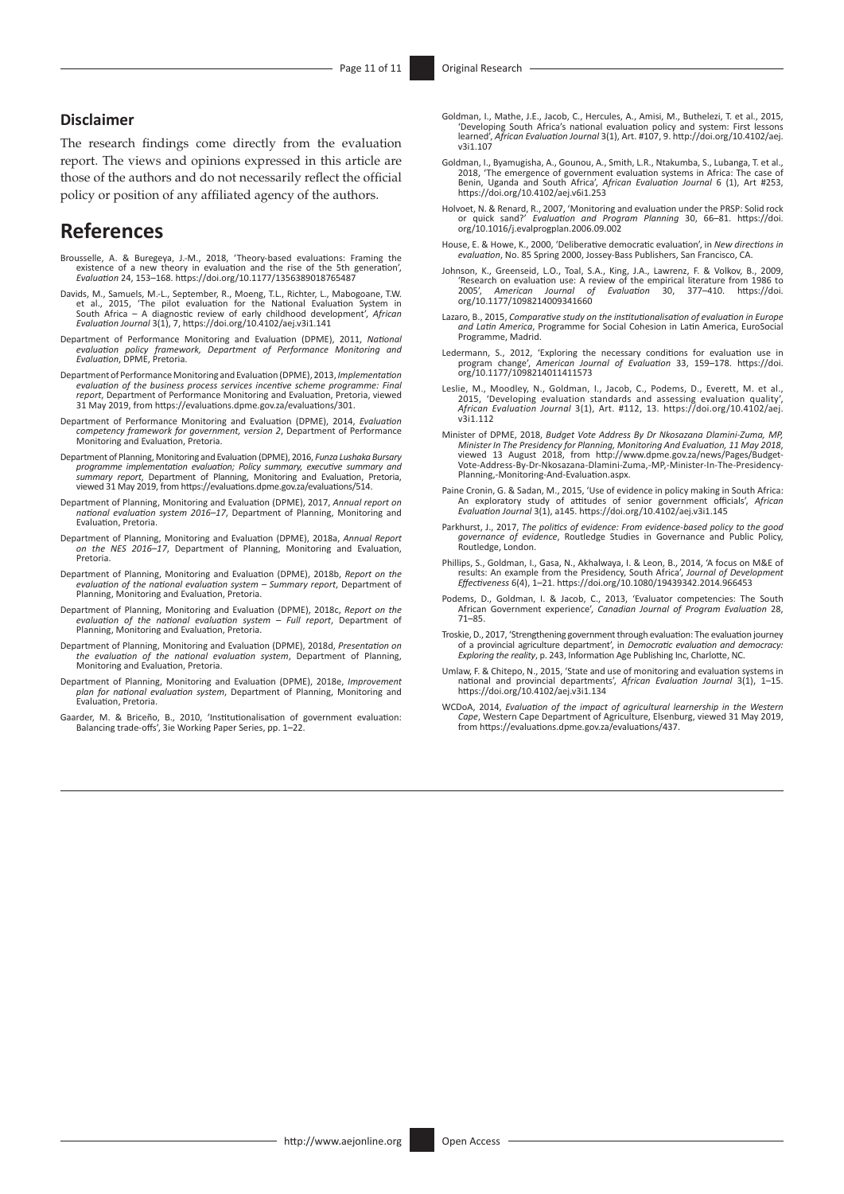## Disclaimer

The research findings come directly from the evaluation report. The views and opinions expressed in this article are those of the authors and do not necessarily reflect the official policy or position of any affiliated agency of the authors.

# References

Brousselle, A. & Buregeya, J.-M., 2018, 'Theory-based evaluations: Framing the existence of a new theory in evaluation and the rise of the 5th generation', *Evaluation* 24, 153–168. https://doi.org/10.1177/1356389018765487

Davids, M., Samuels, M.-L., September, R., Moeng, T.L., Richter, L., Mabogoane, T.W. et al., 2015, 'The pilot evaluation for the National Evaluation System in South Africa – A diagnostic review of early childhood development', *African Evaluation Journal* 3(1), 7, https://doi.org/10.4102/aej.v3i1.141

Department of Performance Monitoring and Evaluation (DPME), 2011, *National evaluation policy framework, Department of Performance Monitoring and Evaluation*, DPME, Pretoria.

Department of Performance Monitoring and Evaluation (DPME), 2013, *Implementation evaluation of the business process services incentive scheme programme: Final report*, Department of Performance Monitoring and Evaluation, Pretoria, viewed 31 May 2019, from https://evaluations.dpme.gov.za/evaluations/301.

Department of Performance Monitoring and Evaluation (DPME), 2014, *Evaluation competency framework for government, version 2*, Department of Performance Monitoring and Evaluation, Pretoria.

Department of Planning, Monitoring and Evaluation (DPME), 2016, *Funza Lushaka Bursary programme implementation evaluation; Policy summary, executive summary and summary report*, Department of Planning, Monitoring and Evaluation, Pretoria, viewed 31 May 2019, from https://evaluations.dpme.gov.za/evaluations/514.

Department of Planning, Monitoring and Evaluation (DPME), 2017, *Annual report on national evaluation system 2016–17*, Department of Planning, Monitoring and Evaluation, Pretoria.

Department of Planning, Monitoring and Evaluation (DPME), 2018a, *Annual Report on the NES 2016–17*, Department of Planning, Monitoring and Evaluation, Pretoria.

Department of Planning, Monitoring and Evaluation (DPME), 2018b, *Report on the evaluation of the national evaluation system – Summary report*, Department of Planning, Monitoring and Evaluation, Pretoria.

Department of Planning, Monitoring and Evaluation (DPME), 2018c, *Report on the evaluation of the national evaluation system – Full report*, Department of Planning, Monitoring and Evaluation, Pretoria.

Department of Planning, Monitoring and Evaluation (DPME), 2018d, *Presentation on the evaluation of the national evaluation system*, Department of Planning, Monitoring and Evaluation, Pretoria.

Department of Planning, Monitoring and Evaluation (DPME), 2018e, *Improvement plan for national evaluation system*, Department of Planning, Monitoring and Evaluation, Pretoria.

Gaarder, M. & Briceño, B., 2010, 'Institutionalisation of government evaluation: Balancing trade-offs', 3ie Working Paper Series, pp. 1–22.

Goldman, I., Mathe, J.E., Jacob, C., Hercules, A., Amisi, M., Buthelezi, T. et al., 2015, 'Developing South Africa's national evaluation policy and system: First lessons learned', *African Evaluation Journal* 3(1), Art. #107, 9. http://doi.org/10.4102/aej.v3i1.107

Goldman, I., Byamugisha, A., Gounou, A., Smith, L.R., Ntakumba, S., Lubanga, T. et al., 2018, 'The emergence of government evaluation systems in Africa: The case of Benin, Uganda and South Africa', *African Evaluation Journal* 6 (1), Art #253, https://doi.org/10.4102/aej.v6i1.253

Holvoet, N. & Renard, R., 2007, 'Monitoring and evaluation under the PRSP: Solid rock or quick sand?' *Evaluation and Program Planning* 30, 66–81. https://doi.org/10.1016/j.evalprogplan.2006.09.002

House, E. & Howe, K., 2000, 'Deliberative democratic evaluation', in *New directions in evaluation*, No. 85 Spring 2000, Jossey-Bass Publishers, San Francisco, CA.

Johnson, K., Greenseid, L.O., Toal, S.A., King, J.A., Lawrenz, F. & Volkov, B., 2009, 'Research on evaluation use: A review of the empirical literature from 1986 to 2005', *American Journal of Evaluation* 30, 377–410. https://doi.org/10.1177/1098214009341660

Lazaro, B., 2015, *Comparative study on the institutionalisation of evaluation in Europe and Latin America*, Programme for Social Cohesion in Latin America, EuroSocial Programme, Madrid.

Ledermann, S., 2012, 'Exploring the necessary conditions for evaluation use in program change', *American Journal of Evaluation* 33, 159–178. https://doi.org/10.1177/1098214011411573

Leslie, M., Moodley, N., Goldman, I., Jacob, C., Podems, D., Everett, M. et al., 2015, 'Developing evaluation standards and assessing evaluation quality', *African Evaluation Journal* 3(1), Art. #112, 13. https://doi.org/10.4102/aej.v3i1.112

Minister of DPME, 2018, *Budget Vote Address By Dr Nkosazana Dlamini-Zuma, MP, Minister In The Presidency for Planning, Monitoring And Evaluation, 11 May 2018*, viewed 13 August 2018, from http://www.dpme.gov.za/news/Pages/Budget-Vote-Address-By-Dr-Nkosazana-Dlamini-Zuma,-MP,-Minister-In-The-Presidency-Planning,-Monitoring-And-Evaluation.aspx.

Paine Cronin, G. & Sadan, M., 2015, 'Use of evidence in policy making in South Africa: An exploratory study of attitudes of senior government officials', *African Evaluation Journal* 3(1), a145. https://doi.org/10.4102/aej.v3i1.145

Parkhurst, J., 2017, *The politics of evidence: From evidence-based policy to the good governance of evidence*, Routledge Studies in Governance and Public Policy, Routledge, London.

Phillips, S., Goldman, I., Gasa, N., Akhalwaya, I. & Leon, B., 2014, 'A focus on M&E of results: An example from the Presidency, South Africa', *Journal of Development Effectiveness* 6(4), 1–21. https://doi.org/10.1080/19439342.2014.966453

Podems, D., Goldman, I. & Jacob, C., 2013, 'Evaluator competencies: The South African Government experience', *Canadian Journal of Program Evaluation* 28, 71–85.

Troskie, D., 2017, 'Strengthening government through evaluation: The evaluation journey of a provincial agriculture department', in *Democratic evaluation and democracy: Exploring the reality*, p. 243, Information Age Publishing Inc, Charlotte, NC.

Umlaw, F. & Chitepo, N., 2015, 'State and use of monitoring and evaluation systems in national and provincial departments', *African Evaluation Journal* 3(1), 1–15. https://doi.org/10.4102/aej.v3i1.134

WCDoA, 2014, *Evaluation of the impact of agricultural learnership in the Western Cape*, Western Cape Department of Agriculture, Elsenburg, viewed 31 May 2019, from https://evaluations.dpme.gov.za/evaluations/437.